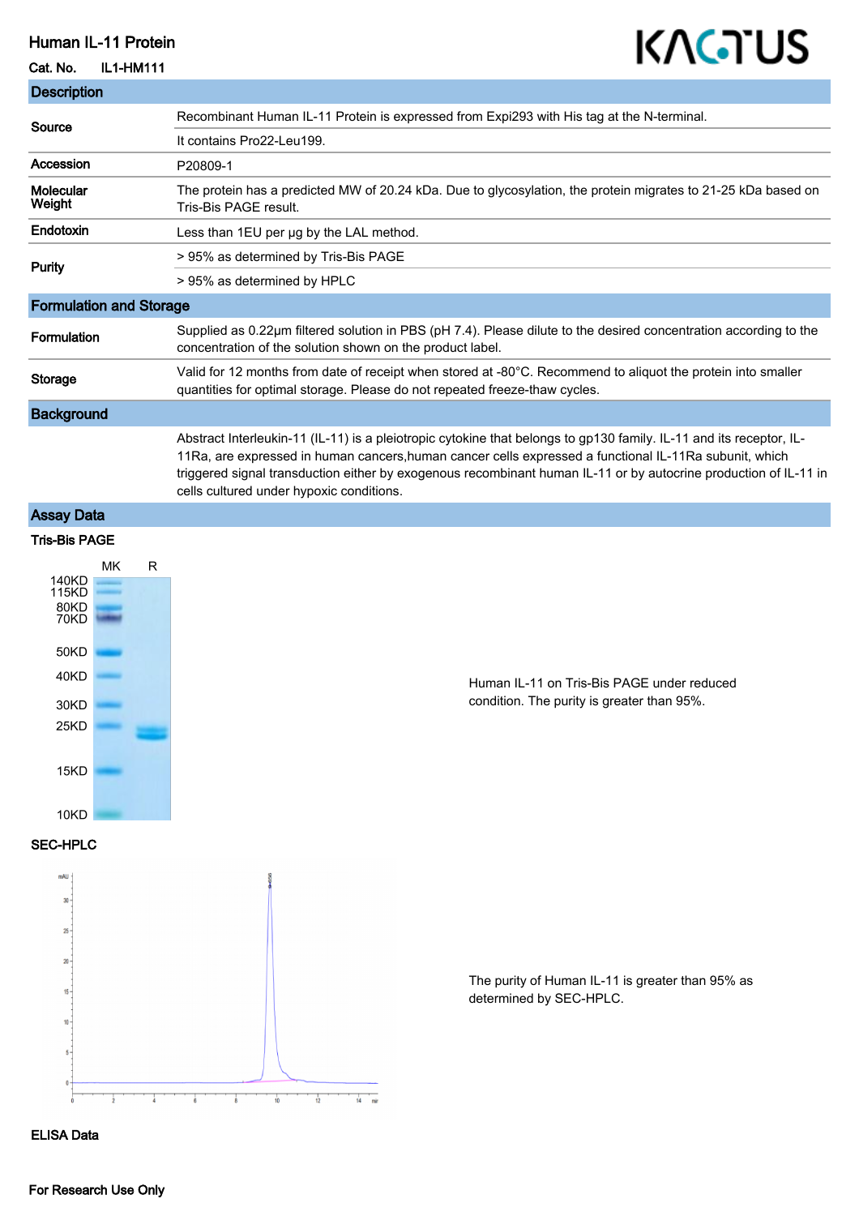# Human IL-11 Protein

**Cat. No.** IL1-HM111

## Description

| | |
|---|---|
| **Source** | Recombinant Human IL-11 Protein is expressed from Expi293 with His tag at the N-terminal. |
| | It contains Pro22-Leu199. |
| **Accession** | P20809-1 |
| **Molecular Weight** | The protein has a predicted MW of 20.24 kDa. Due to glycosylation, the protein migrates to 21-25 kDa based on Tris-Bis PAGE result. |
| **Endotoxin** | Less than 1EU per μg by the LAL method. |
| **Purity** | > 95% as determined by Tris-Bis PAGE |
| | > 95% as determined by HPLC |

## Formulation and Storage

| | |
|---|---|
| **Formulation** | Supplied as 0.22μm filtered solution in PBS (pH 7.4). Please dilute to the desired concentration according to the concentration of the solution shown on the product label. |
| **Storage** | Valid for 12 months from date of receipt when stored at -80°C. Recommend to aliquot the protein into smaller quantities for optimal storage. Please do not repeated freeze-thaw cycles. |

## Background

Abstract Interleukin-11 (IL-11) is a pleiotropic cytokine that belongs to gp130 family. IL-11 and its receptor, IL-11Ra, are expressed in human cancers,human cancer cells expressed a functional IL-11Ra subunit, which triggered signal transduction either by exogenous recombinant human IL-11 or by autocrine production of IL-11 in cells cultured under hypoxic conditions.

## Assay Data

### Tris-Bis PAGE

Human IL-11 on Tris-Bis PAGE under reduced condition. The purity is greater than 95%.

### SEC-HPLC

The purity of Human IL-11 is greater than 95% as determined by SEC-HPLC.

### ELISA Data

For Research Use Only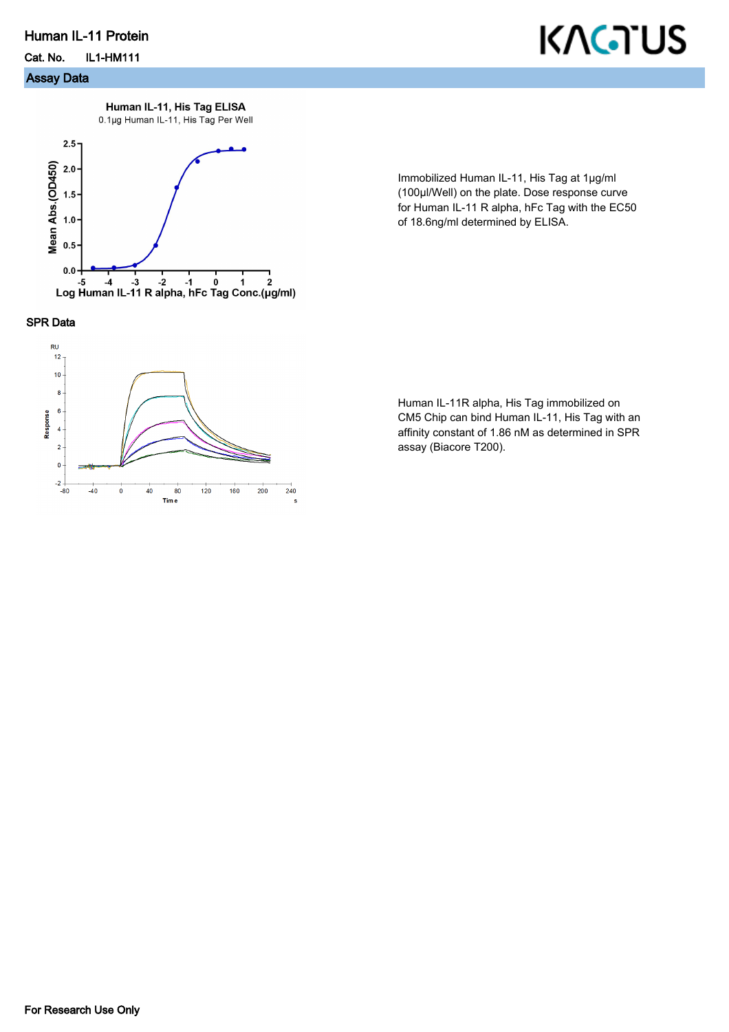Human IL-11 Protein

Cat. No. IL1-HM111

## Assay Data

Human IL-11, His Tag ELISA
0.1μg Human IL-11, His Tag Per Well

Mean Abs.(OD450)
2.5
2.0
1.5
1.0
0.5
0.0
-5 -4 -3 -2 -1 0 1 2
Log Human IL-11 R alpha, hFc Tag Conc.(μg/ml)

Immobilized Human IL-11, His Tag at 1μg/ml (100μl/Well) on the plate. Dose response curve for Human IL-11 R alpha, hFc Tag with the EC50 of 18.6ng/ml determined by ELISA.

## SPR Data

RU
12
10
8
6
4
2
0
-2
Response
-80 -40 0 40 80 120 160 200 240
Time
s

Human IL-11R alpha, His Tag immobilized on CM5 Chip can bind Human IL-11, His Tag with an affinity constant of 1.86 nM as determined in SPR assay (Biacore T200).

For Research Use Only